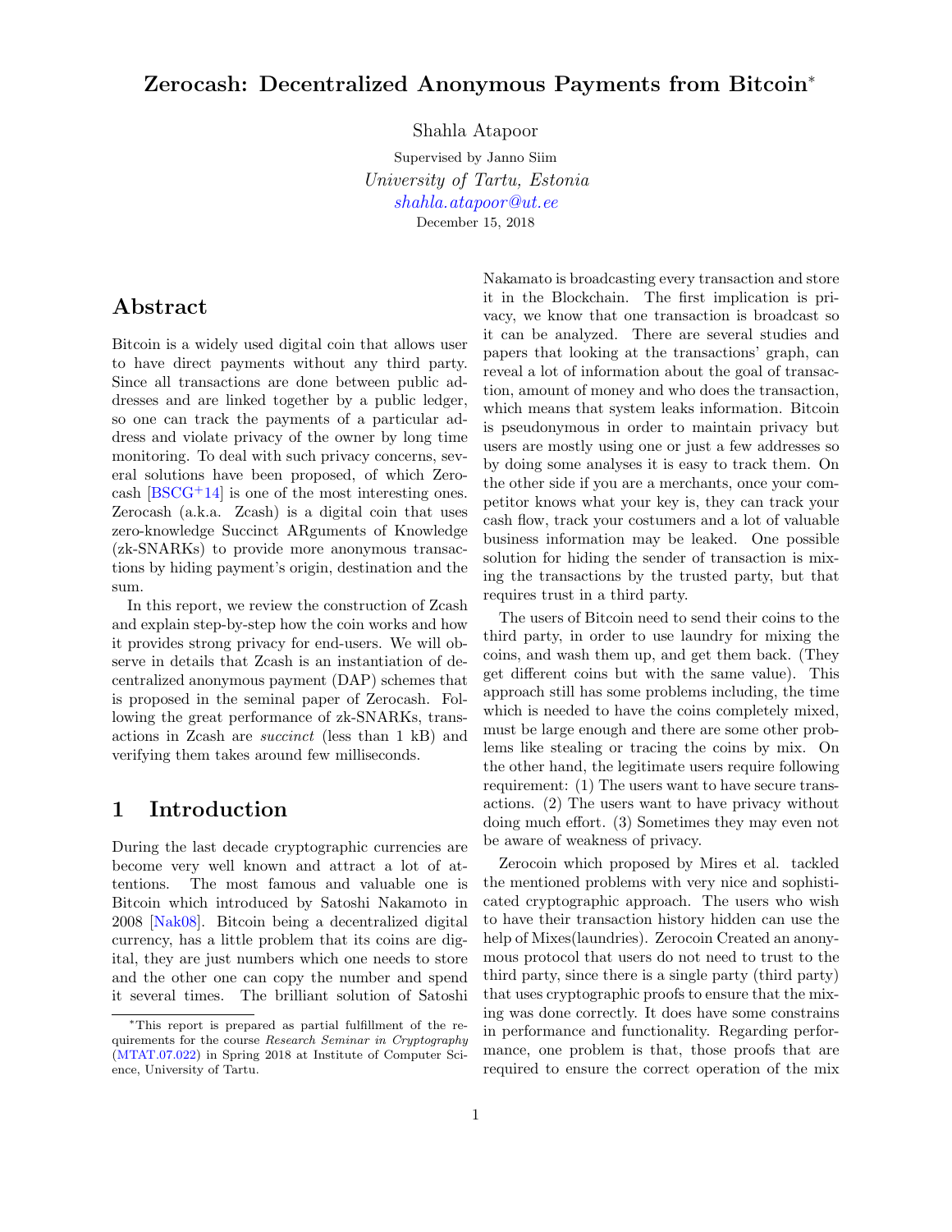# Zerocash: Decentralized Anonymous Payments from Bitcoin*

Shahla Atapoor

Supervised by Janno Siim

*University of Tartu, Estonia*

*shahla.atapoor@ut.ee*

December 15, 2018

## Abstract

Bitcoin is a widely used digital coin that allows user to have direct payments without any third party. Since all transactions are done between public addresses and are linked together by a public ledger, so one can track the payments of a particular address and violate privacy of the owner by long time monitoring. To deal with such privacy concerns, several solutions have been proposed, of which Zerocash [BSCG+14] is one of the most interesting ones. Zerocash (a.k.a. Zcash) is a digital coin that uses zero-knowledge Succinct ARguments of Knowledge (zk-SNARKs) to provide more anonymous transactions by hiding payment's origin, destination and the sum.

In this report, we review the construction of Zcash and explain step-by-step how the coin works and how it provides strong privacy for end-users. We will observe in details that Zcash is an instantiation of decentralized anonymous payment (DAP) schemes that is proposed in the seminal paper of Zerocash. Following the great performance of zk-SNARKs, transactions in Zcash are *succinct* (less than 1 kB) and verifying them takes around few milliseconds.

## 1 Introduction

During the last decade cryptographic currencies are become very well known and attract a lot of attentions. The most famous and valuable one is Bitcoin which introduced by Satoshi Nakamato in 2008 [Nak08]. Bitcoin being a decentralized digital currency, has a little problem that its coins are digital, they are just numbers which one needs to store and the other one can copy the number and spend it several times. The brilliant solution of Satoshi Nakamato is broadcasting every transaction and store it in the Blockchain. The first implication is privacy, we know that one transaction is broadcast so it can be analyzed. There are several studies and papers that looking at the transactions' graph, can reveal a lot of information about the goal of transaction, amount of money and who does the transaction, which means that system leaks information. Bitcoin is pseudonymous in order to maintain privacy but users are mostly using one or just a few addresses so by doing some analyses it is easy to track them. On the other side if you are a merchants, once your competitor knows what your key is, they can track your cash flow, track your costumers and a lot of valuable business information may be leaked. One possible solution for hiding the sender of transaction is mixing the transactions by the trusted party, but that requires trust in a third party.

The users of Bitcoin need to send their coins to the third party, in order to use laundry for mixing the coins, and wash them up, and get them back. (They get different coins but with the same value). This approach still has some problems including, the time which is needed to have the coins completely mixed, must be large enough and there are some other problems like stealing or tracing the coins by mix. On the other hand, the legitimate users require following requirement: (1) The users want to have secure transactions. (2) The users want to have privacy without doing much effort. (3) Sometimes they may even not be aware of weakness of privacy.

Zerocoin which proposed by Mires et al. tackled the mentioned problems with very nice and sophisticated cryptographic approach. The users who wish to have their transaction history hidden can use the help of Mixes(laundries). Zerocoin Created an anonymous protocol that users do not need to trust to the third party, since there is a single party (third party) that uses cryptographic proofs to ensure that the mixing was done correctly. It does have some constrains in performance and functionality. Regarding performance, one problem is that, those proofs that are required to ensure the correct operation of the mix

*This report is prepared as partial fulfillment of the requirements for the course *Research Seminar in Cryptography* (MTAT.07.022) in Spring 2018 at Institute of Computer Science, University of Tartu.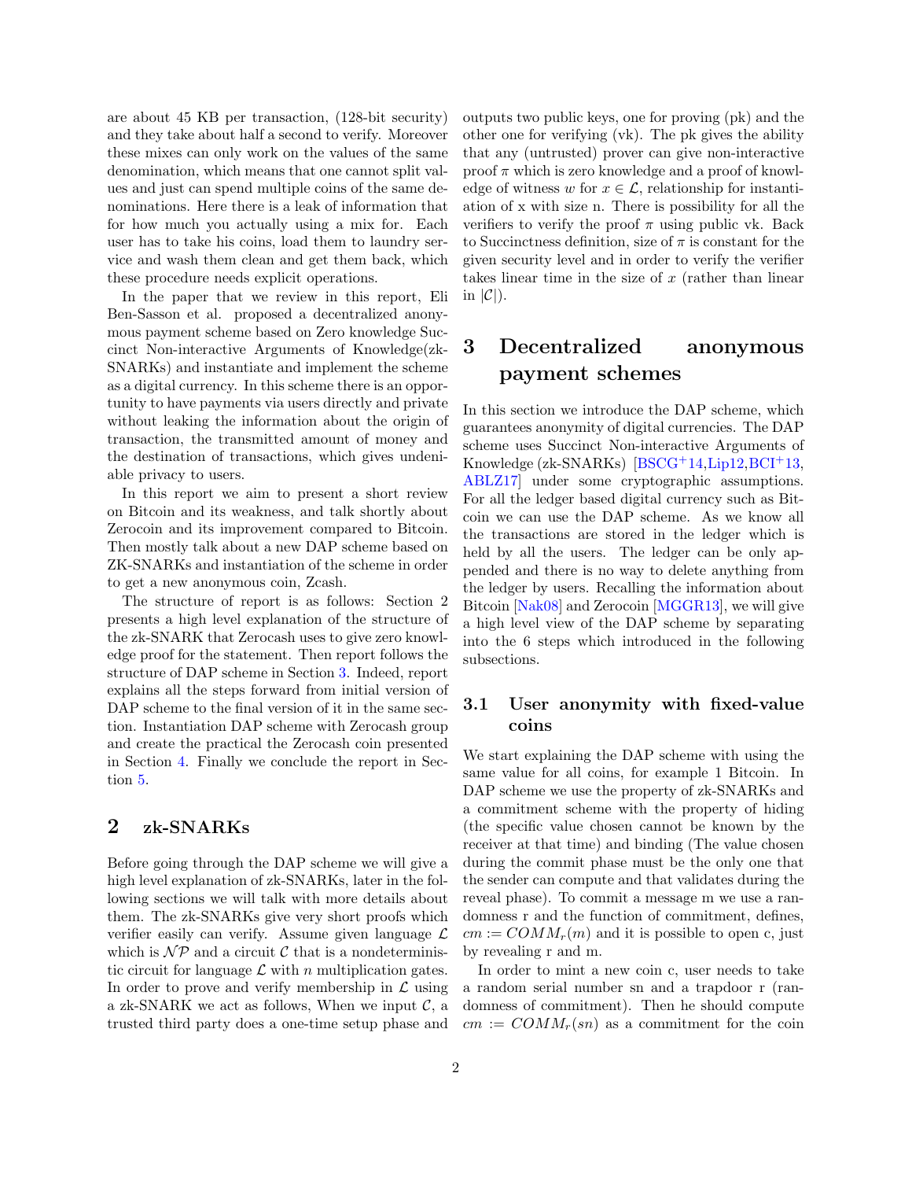are about 45 KB per transaction, (128-bit security) and they take about half a second to verify. Moreover these mixes can only work on the values of the same denomination, which means that one cannot split values and just can spend multiple coins of the same denominations. Here there is a leak of information that for how much you actually using a mix for. Each user has to take his coins, load them to laundry service and wash them clean and get them back, which these procedure needs explicit operations.

In the paper that we review in this report, Eli Ben-Sasson et al. proposed a decentralized anonymous payment scheme based on Zero knowledge Succinct Non-interactive Arguments of Knowledge(zk-SNARKs) and instantiate and implement the scheme as a digital currency. In this scheme there is an opportunity to have payments via users directly and private without leaking the information about the origin of transaction, the transmitted amount of money and the destination of transactions, which gives undeniable privacy to users.

In this report we aim to present a short review on Bitcoin and its weakness, and talk shortly about Zerocoin and its improvement compared to Bitcoin. Then mostly talk about a new DAP scheme based on ZK-SNARKs and instantiation of the scheme in order to get a new anonymous coin, Zcash.

The structure of report is as follows: Section 2 presents a high level explanation of the structure of the zk-SNARK that Zerocash uses to give zero knowledge proof for the statement. Then report follows the structure of DAP scheme in Section 3. Indeed, report explains all the steps forward from initial version of DAP scheme to the final version of it in the same section. Instantiation DAP scheme with Zerocash group and create the practical the Zerocash coin presented in Section 4. Finally we conclude the report in Section 5.

## 2 zk-SNARKs

Before going through the DAP scheme we will give a high level explanation of zk-SNARKs, later in the following sections we will talk with more details about them. The zk-SNARKs give very short proofs which verifier easily can verify. Assume given language $\mathcal{L}$ which is $\mathcal{NP}$ and a circuit $\mathcal{C}$ that is a nondeterministic circuit for language $\mathcal{L}$ with $n$ multiplication gates. In order to prove and verify membership in $\mathcal{L}$ using a zk-SNARK we act as follows, When we input $\mathcal{C}$, a trusted third party does a one-time setup phase and outputs two public keys, one for proving (pk) and the other one for verifying (vk). The pk gives the ability that any (untrusted) prover can give non-interactive proof $\pi$ which is zero knowledge and a proof of knowledge of witness $w$ for $x \in \mathcal{L}$, relationship for instantiation of x with size n. There is possibility for all the verifiers to verify the proof $\pi$ using public vk. Back to Succinctness definition, size of $\pi$ is constant for the given security level and in order to verify the verifier takes linear time in the size of $x$ (rather than linear in $|\mathcal{C}|$).

## 3 Decentralized anonymous payment schemes

In this section we introduce the DAP scheme, which guarantees anonymity of digital currencies. The DAP scheme uses Succinct Non-interactive Arguments of Knowledge (zk-SNARKs) [BSCG+14,Lip12,BCI+13,ABLZ17] under some cryptographic assumptions. For all the ledger based digital currency such as Bitcoin we can use the DAP scheme. As we know all the transactions are stored in the ledger which is held by all the users. The ledger can be only appended and there is no way to delete anything from the ledger by users. Recalling the information about Bitcoin [Nak08] and Zerocoin [MGGR13], we will give a high level view of the DAP scheme by separating into the 6 steps which introduced in the following subsections.

### 3.1 User anonymity with fixed-value coins

We start explaining the DAP scheme with using the same value for all coins, for example 1 Bitcoin. In DAP scheme we use the property of zk-SNARKs and a commitment scheme with the property of hiding (the specific value chosen cannot be known by the receiver at that time) and binding (The value chosen during the commit phase must be the only one that the sender can compute and that validates during the reveal phase). To commit a message m we use a randomness r and the function of commitment, defines, $cm := COMM_r(m)$ and it is possible to open c, just by revealing r and m.

In order to mint a new coin c, user needs to take a random serial number sn and a trapdoor r (randomness of commitment). Then he should compute $cm := COMM_r(sn)$ as a commitment for the coin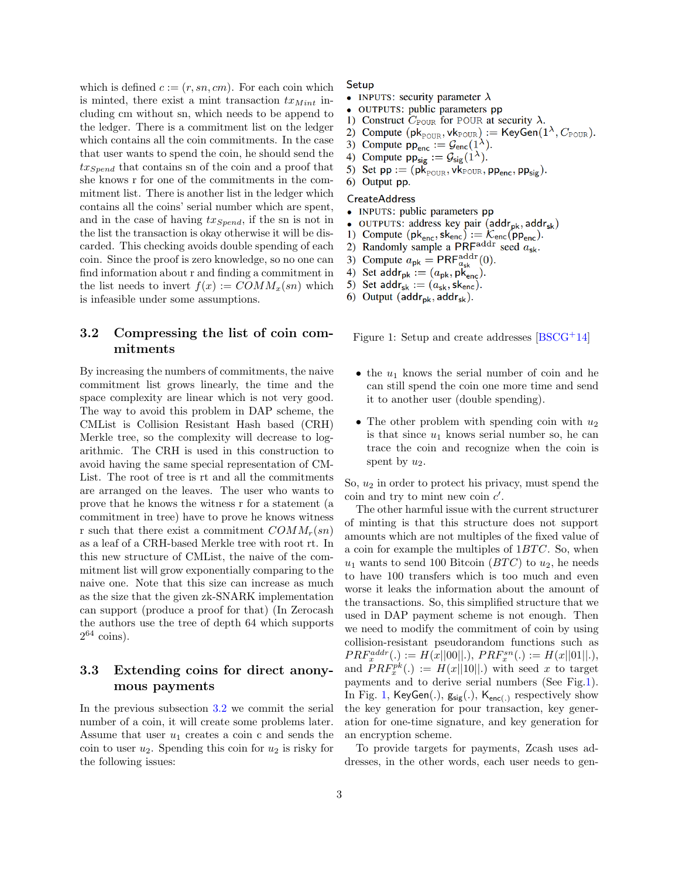which is defined $c := (r, sn, cm)$. For each coin which is minted, there exist a mint transaction $tx_{Mint}$ including cm without sn, which needs to be append to the ledger. There is a commitment list on the ledger which contains all the coin commitments. In the case that user wants to spend the coin, he should send the $tx_{Spend}$ that contains sn of the coin and a proof that she knows r for one of the commitments in the commitment list. There is another list in the ledger which contains all the coins' serial number which are spent, and in the case of having $tx_{Spend}$, if the sn is not in the list the transaction is okay otherwise it will be discarded. This checking avoids double spending of each coin. Since the proof is zero knowledge, so no one can find information about r and finding a commitment in the list needs to invert $f(x) := COMM_x(sn)$ which is infeasible under some assumptions.

## 3.2 Compressing the list of coin commitments

By increasing the numbers of commitments, the naive commitment list grows linearly, the time and the space complexity are linear which is not very good. The way to avoid this problem in DAP scheme, the CMList is Collision Resistant Hash based (CRH) Merkle tree, so the complexity will decrease to logarithmic. The CRH is used in this construction to avoid having the same special representation of CMList. The root of tree is rt and all the commitments are arranged on the leaves. The user who wants to prove that he knows the witness r for a statement (a commitment in tree) have to prove he knows witness r such that there exist a commitment $COMM_r(sn)$ as a leaf of a CRH-based Merkle tree with root rt. In this new structure of CMList, the naive of the commitment list will grow exponentially comparing to the naive one. Note that this size can increase as much as the size that the given zk-SNARK implementation can support (produce a proof for that) (In Zerocash the authors use the tree of depth 64 which supports $2^{64}$ coins).

## 3.3 Extending coins for direct anonymous payments

In the previous subsection 3.2 we commit the serial number of a coin, it will create some problems later. Assume that user $u_1$ creates a coin c and sends the coin to user $u_2$. Spending this coin for $u_2$ is risky for the following issues:

- the $u_1$ knows the serial number of coin and he can still spend the coin one more time and send it to another user (double spending).
- The other problem with spending coin with $u_2$ is that since $u_1$ knows serial number so, he can trace the coin and recognize when the coin is spent by $u_2$.

So, $u_2$ in order to protect his privacy, must spend the coin and try to mint new coin $c'$.

The other harmful issue with the current structurer of minting is that this structure does not support amounts which are not multiples of the fixed value of a coin for example the multiples of $1BTC$. So, when $u_1$ wants to send 100 Bitcoin ($BTC$) to $u_2$, he needs to have 100 transfers which is too much and even worse it leaks the information about the amount of the transactions. So, this simplified structure that we used in DAP payment scheme is not enough. Then we need to modify the commitment of coin by using collision-resistant pseudorandom functions such as $PRF_x^{addr}(.) := H(x||00||.)$, $PRF_x^{sn}(.) := H(x||01||.)$, and $PRF_x^{pk}(.) := H(x||10||.)$ with seed $x$ to target payments and to derive serial numbers (See Fig.1). In Fig. 1, $\mathsf{KeyGen}(.)$, $\mathsf{g}_{\mathsf{sig}}(.)$, $\mathsf{K}_{\mathsf{enc}(.)}$ respectively show the key generation for pour transaction, key generation for one-time signature, and key generation for an encryption scheme.

To provide targets for payments, Zcash uses addresses, in the other words, each user needs to gen-

**Setup**
- INPUTS: security parameter $\lambda$
- OUTPUTS: public parameters pp

1) Construct $C_{\text{POUR}}$ for POUR at security $\lambda$.
2) Compute $(\mathsf{pk}_{\text{POUR}}, \mathsf{vk}_{\text{POUR}}) := \mathsf{KeyGen}(1^\lambda, C_{\text{POUR}})$.
3) Compute $\mathsf{pp}_{\mathsf{enc}} := \mathcal{G}_{\mathsf{enc}}(1^\lambda)$.
4) Compute $\mathsf{pp}_{\mathsf{sig}} := \mathcal{G}_{\mathsf{sig}}(1^\lambda)$.
5) Set $\mathsf{pp} := (\mathsf{pk}_{\text{POUR}}, \mathsf{vk}_{\text{POUR}}, \mathsf{pp}_{\mathsf{enc}}, \mathsf{pp}_{\mathsf{sig}})$.
6) Output pp.

**CreateAddress**
- INPUTS: public parameters pp
- OUTPUTS: address key pair $(\mathsf{addr}_{\mathsf{pk}}, \mathsf{addr}_{\mathsf{sk}})$

1) Compute $(\mathsf{pk}_{\mathsf{enc}}, \mathsf{sk}_{\mathsf{enc}}) := \mathcal{K}_{\mathsf{enc}}(\mathsf{pp}_{\mathsf{enc}})$.
2) Randomly sample a $\mathsf{PRF}^{\mathsf{addr}}$ seed $a_{\mathsf{sk}}$.
3) Compute $a_{\mathsf{pk}} = \mathsf{PRF}^{\mathsf{addr}}_{a_{\mathsf{sk}}}(0)$.
4) Set $\mathsf{addr}_{\mathsf{pk}} := (a_{\mathsf{pk}}, \mathsf{pk}_{\mathsf{enc}})$.
5) Set $\mathsf{addr}_{\mathsf{sk}} := (a_{\mathsf{sk}}, \mathsf{sk}_{\mathsf{enc}})$.
6) Output $(\mathsf{addr}_{\mathsf{pk}}, \mathsf{addr}_{\mathsf{sk}})$.

Figure 1: Setup and create addresses [BSCG+14]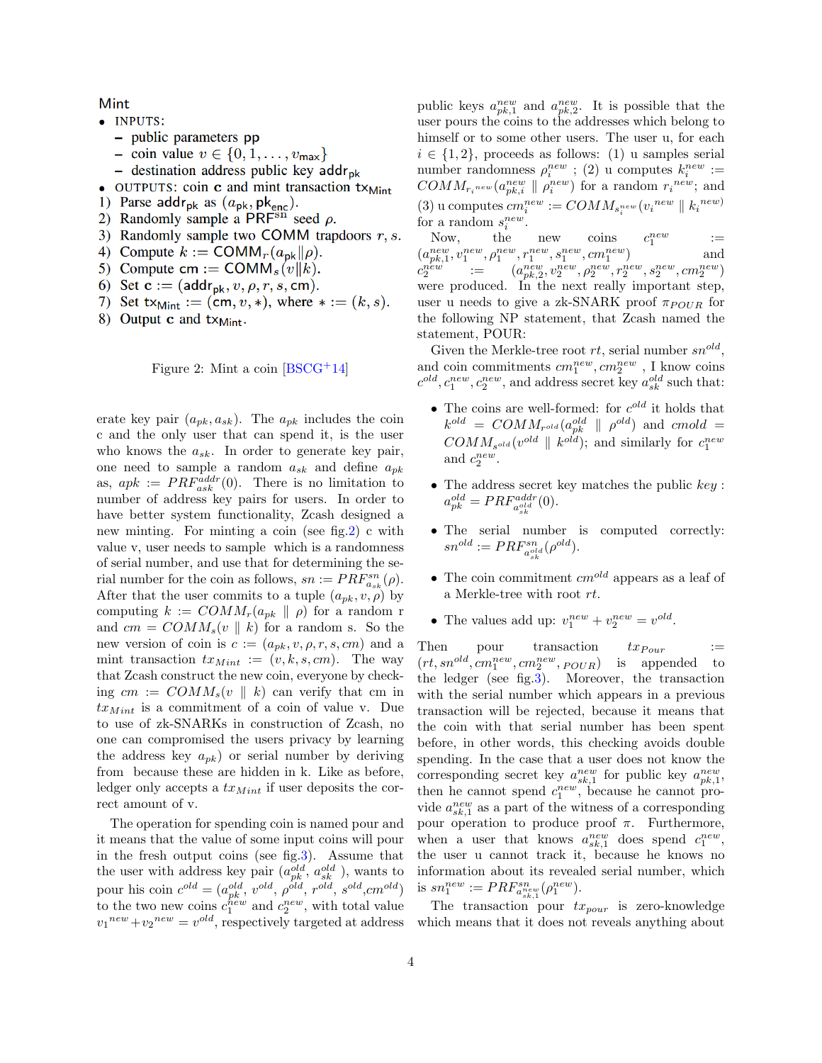**Mint**

- INPUTS:
  - public parameters pp
  - coin value $v \in \{0, 1, \ldots, v_{\mathsf{max}}\}$
  - destination address public key $\mathsf{addr_{pk}}$
- OUTPUTS: coin $\mathbf{c}$ and mint transaction $\mathsf{tx_{Mint}}$

1) Parse $\mathsf{addr_{pk}}$ as $(a_{\mathsf{pk}}, \mathsf{pk_{enc}})$.
2) Randomly sample a $\mathsf{PRF}^{\mathsf{sn}}$ seed $\rho$.
3) Randomly sample two COMM trapdoors $r, s$.
4) Compute $k := \mathsf{COMM}_r(a_{\mathsf{pk}} \| \rho)$.
5) Compute $\mathsf{cm} := \mathsf{COMM}_s(v \| k)$.
6) Set $\mathbf{c} := (\mathsf{addr_{pk}}, v, \rho, r, s, \mathsf{cm})$.
7) Set $\mathsf{tx_{Mint}} := (\mathsf{cm}, v, *)$, where $* := (k, s)$.
8) Output $\mathbf{c}$ and $\mathsf{tx_{Mint}}$.

Figure 2: Mint a coin [BSCG+14]

erate key pair $(a_{pk}, a_{sk})$. The $a_{pk}$ includes the coin c and the only user that can spend it, is the user who knows the $a_{sk}$. In order to generate key pair, one need to sample a random $a_{sk}$ and define $a_{pk}$ as, $apk := PRF^{addr}_{ask}(0)$. There is no limitation to number of address key pairs for users. In order to have better system functionality, Zcash designed a new minting. For minting a coin (see fig.2) c with value v, user needs to sample which is a randomness of serial number, and use that for determining the serial number for the coin as follows, $sn := PRF^{sn}_{a_{sk}}(\rho)$. After that the user commits to a tuple $(a_{pk}, v, \rho)$ by computing $k := COMM_r(a_{pk} \parallel \rho)$ for a random r and $cm = COMM_s(v \parallel k)$ for a random s. So the new version of coin is $c := (a_{pk}, v, \rho, r, s, cm)$ and a mint transaction $tx_{Mint} := (v, k, s, cm)$. The way that Zcash construct the new coin, everyone by checking $cm := COMM_s(v \parallel k)$ can verify that cm in $tx_{Mint}$ is a commitment of a coin of value v. Due to use of zk-SNARKs in construction of Zcash, no one can compromised the users privacy by learning the address key $a_{pk}$) or serial number by deriving from because these are hidden in k. Like as before, ledger only accepts a $tx_{Mint}$ if user deposits the correct amount of v.

The operation for spending coin is named pour and it means that the value of some input coins will pour in the fresh output coins (see fig.3). Assume that the user with address key pair $(a^{old}_{pk}, a^{old}_{sk})$, wants to pour his coin $c^{old} = (a^{old}_{pk}, v^{old}, \rho^{old}, r^{old}, s^{old}, cm^{old})$ to the two new coins $c^{new}_1$ and $c^{new}_2$, with total value ${v_1}^{new} + {v_2}^{new} = v^{old}$, respectively targeted at address public keys $a^{new}_{pk,1}$ and $a^{new}_{pk,2}$. It is possible that the user pours the coins to the addresses which belong to himself or to some other users. The user u, for each $i \in \{1, 2\}$, proceeds as follows: (1) u samples serial number randomness $\rho^{new}_i$ ; (2) u computes $k^{new}_i := COMM_{{r_i}^{new}}(a^{new}_{pk,i} \parallel \rho^{new}_i)$ for a random ${r_i}^{new}$; and (3) u computes $cm^{new}_i := COMM_{s^{new}_i}({v_i}^{new} \parallel {k_i}^{new})$ for a random $s^{new}_i$.

Now, the new coins $c^{new}_1 := (a^{new}_{pk,1}, v^{new}_1, \rho^{new}_1, r^{new}_1, s^{new}_1, cm^{new}_1)$ and $c^{new}_2 := (a^{new}_{pk,2}, v^{new}_2, \rho^{new}_2, r^{new}_2, s^{new}_2, cm^{new}_2)$ were produced. In the next really important step, user u needs to give a zk-SNARK proof $\pi_{POUR}$ for the following NP statement, that Zcash named the statement, POUR:

Given the Merkle-tree root $rt$, serial number $sn^{old}$, and coin commitments $cm^{new}_1, cm^{new}_2$ , I know coins $c^{old}, c^{new}_1, c^{new}_2$, and address secret key $a^{old}_{sk}$ such that:

- The coins are well-formed: for $c^{old}$ it holds that $k^{old} = COMM_{r^{old}}(a^{old}_{pk} \parallel \rho^{old})$ and $cmold = COMM_{s^{old}}(v^{old} \parallel k^{old})$; and similarly for $c^{new}_1$ and $c^{new}_2$.
- The address secret key matches the public $key$ : $a^{old}_{pk} = PRF^{addr}_{a^{old}_{sk}}(0)$.
- The serial number is computed correctly: $sn^{old} := PRF^{sn}_{a^{old}_{sk}}(\rho^{old})$.
- The coin commitment $cm^{old}$ appears as a leaf of a Merkle-tree with root $rt$.
- The values add up: $v^{new}_1 + v^{new}_2 = v^{old}$.

Then pour transaction $tx_{Pour} := (rt, sn^{old}, cm^{new}_1, cm^{new}_2, _{POUR})$ is appended to the ledger (see fig.3). Moreover, the transaction with the serial number which appears in a previous transaction will be rejected, because it means that the coin with that serial number has been spent before, in other words, this checking avoids double spending. In the case that a user does not know the corresponding secret key $a^{new}_{sk,1}$ for public key $a^{new}_{pk,1}$, then he cannot spend $c^{new}_1$, because he cannot provide $a^{new}_{sk,1}$ as a part of the witness of a corresponding pour operation to produce proof $\pi$. Furthermore, when a user that knows $a^{new}_{sk,1}$ does spend $c^{new}_1$, the user u cannot track it, because he knows no information about its revealed serial number, which is $sn^{new}_1 := PRF^{sn}_{a^{new}_{sk,1}}(\rho^{new}_1)$.

The transaction pour $tx_{pour}$ is zero-knowledge which means that it does not reveals anything about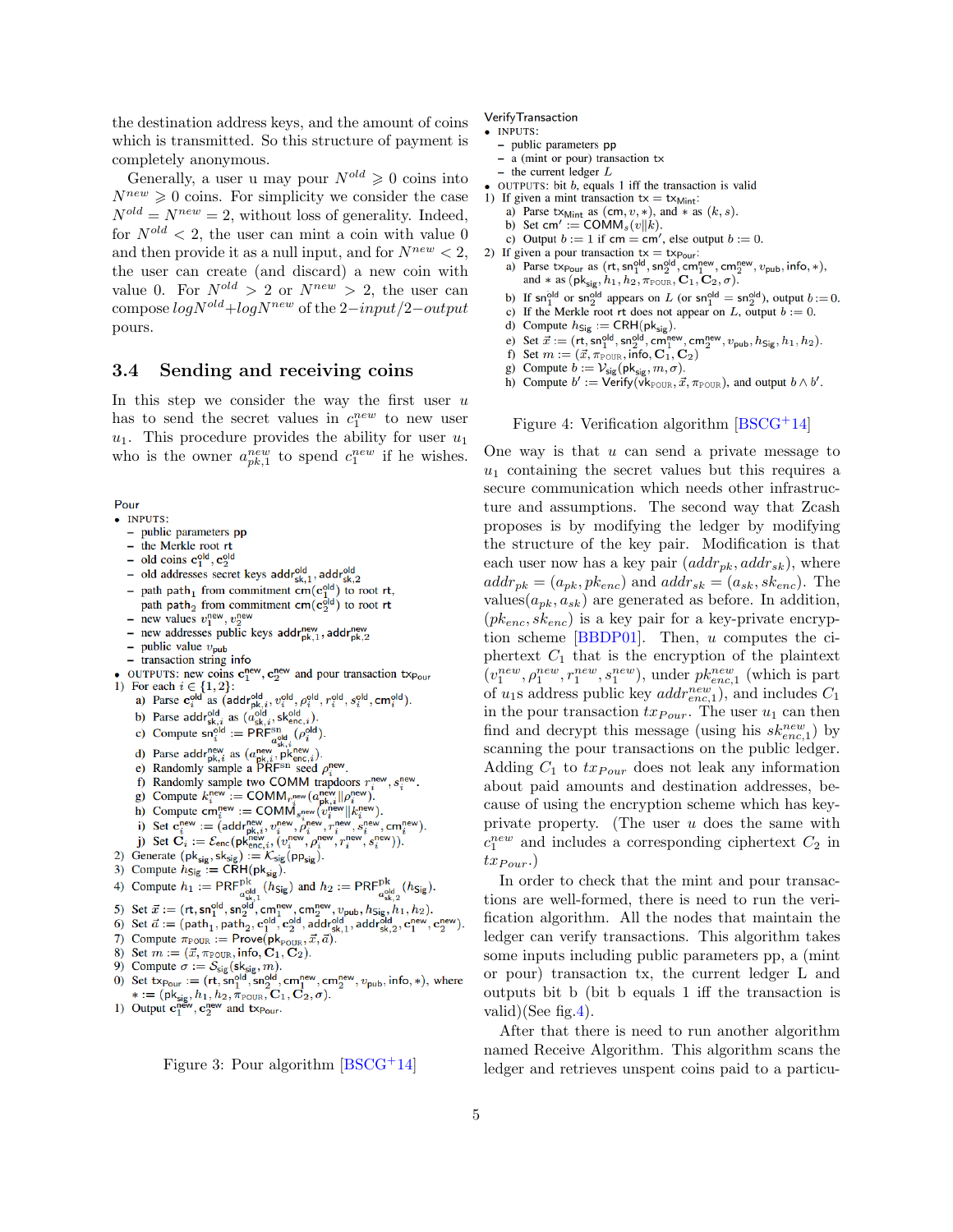the destination address keys, and the amount of coins which is transmitted. So this structure of payment is completely anonymous.

Generally, a user u may pour $N^{old} \geqslant 0$ coins into $N^{new} \geqslant 0$ coins. For simplicity we consider the case $N^{old} = N^{new} = 2$, without loss of generality. Indeed, for $N^{old} < 2$, the user can mint a coin with value 0 and then provide it as a null input, and for $N^{new} < 2$, the user can create (and discard) a new coin with value 0. For $N^{old} > 2$ or $N^{new} > 2$, the user can compose $log N^{old} + log N^{new}$ of the $2-input/2-output$ pours.

## 3.4 Sending and receiving coins

In this step we consider the way the first user $u$ has to send the secret values in $c_1^{new}$ to new user $u_1$. This procedure provides the ability for user $u_1$ who is the owner $a_{pk,1}^{new}$ to spend $c_1^{new}$ if he wishes.

**Pour**

- INPUTS:
  - public parameters pp
  - the Merkle root rt
  - old coins $\mathbf{c}_1^{old}, \mathbf{c}_2^{old}$
  - old addresses secret keys $\mathsf{addr}_{sk,1}^{old}, \mathsf{addr}_{sk,2}^{old}$
  - path $\mathsf{path}_1$ from commitment $\mathsf{cm}(\mathbf{c}_1^{old})$ to root rt, path $\mathsf{path}_2$ from commitment $\mathsf{cm}(\mathbf{c}_2^{old})$ to root rt
  - new values $v_1^{new}, v_2^{new}$
  - new addresses public keys $\mathsf{addr}_{pk,1}^{new}, \mathsf{addr}_{pk,2}^{new}$
  - public value $v_{pub}$
  - transaction string info
- OUTPUTS: new coins $\mathbf{c}_1^{new}, \mathbf{c}_2^{new}$ and pour transaction $\mathsf{tx}_{Pour}$

1) For each $i \in \{1, 2\}$:
   a) Parse $\mathbf{c}_i^{old}$ as $(\mathsf{addr}_{pk,i}^{old}, v_i^{old}, \rho_i^{old}, r_i^{old}, s_i^{old}, \mathsf{cm}_i^{old})$.
   b) Parse $\mathsf{addr}_{sk,i}^{old}$ as $(a_{sk,i}^{old}, \mathsf{sk}_{enc,i}^{old})$.
   c) Compute $\mathsf{sn}_i^{old} := \mathsf{PRF}^{sn}_{a_{sk,i}^{old}}(\rho_i^{old})$.
   d) Parse $\mathsf{addr}_{pk,i}^{new}$ as $(a_{pk,i}^{new}, \mathsf{pk}_{enc,i}^{new})$.
   e) Randomly sample a $\mathsf{PRF}^{sn}$ seed $\rho_i^{new}$.
   f) Randomly sample two COMM trapdoors $r_i^{new}, s_i^{new}$.
   g) Compute $k_i^{new} := \mathsf{COMM}_{r_i^{new}}(a_{pk,i}^{new} \| \rho_i^{new})$.
   h) Compute $\mathsf{cm}_i^{new} := \mathsf{COMM}_{s_i^{new}}(v_i^{new} \| k_i^{new})$.
   i) Set $\mathbf{c}_i^{new} := (\mathsf{addr}_{pk,i}^{new}, v_i^{new}, \rho_i^{new}, r_i^{new}, s_i^{new}, \mathsf{cm}_i^{new})$.
   j) Set $\mathbf{C}_i := \mathcal{E}_{enc}(\mathsf{pk}_{enc,i}^{new}, (v_i^{new}, \rho_i^{new}, r_i^{new}, s_i^{new}))$.
2) Generate $(\mathsf{pk}_{sig}, \mathsf{sk}_{sig}) := \mathcal{K}_{sig}(\mathsf{pp}_{sig})$.
3) Compute $h_{Sig} := \mathsf{CRH}(\mathsf{pk}_{sig})$.
4) Compute $h_1 := \mathsf{PRF}^{pk}_{a_{sk,1}^{old}}(h_{Sig})$ and $h_2 := \mathsf{PRF}^{pk}_{a_{sk,2}^{old}}(h_{Sig})$.
5) Set $\vec{x} := (\mathsf{rt}, \mathsf{sn}_1^{old}, \mathsf{sn}_2^{old}, \mathsf{cm}_1^{new}, \mathsf{cm}_2^{new}, v_{pub}, h_{Sig}, h_1, h_2)$.
6) Set $\vec{a} := (\mathsf{path}_1, \mathsf{path}_2, \mathbf{c}_1^{old}, \mathbf{c}_2^{old}, \mathsf{addr}_{sk,1}^{old}, \mathsf{addr}_{sk,2}^{old}, \mathbf{c}_1^{new}, \mathbf{c}_2^{new})$.
7) Compute $\pi_{POUR} := \mathsf{Prove}(\mathsf{pk}_{POUR}, \vec{x}, \vec{a})$.
8) Set $m := (\vec{x}, \pi_{POUR}, \mathsf{info}, \mathbf{C}_1, \mathbf{C}_2)$.
9) Compute $\sigma := \mathcal{S}_{sig}(\mathsf{sk}_{sig}, m)$.
10) Set $\mathsf{tx}_{Pour} := (\mathsf{rt}, \mathsf{sn}_1^{old}, \mathsf{sn}_2^{old}, \mathsf{cm}_1^{new}, \mathsf{cm}_2^{new}, v_{pub}, \mathsf{info}, *)$, where $* := (\mathsf{pk}_{sig}, h_1, h_2, \pi_{POUR}, \mathbf{C}_1, \mathbf{C}_2, \sigma)$.
11) Output $\mathbf{c}_1^{new}, \mathbf{c}_2^{new}$ and $\mathsf{tx}_{Pour}$.

Figure 3: Pour algorithm [BSCG+14]

**VerifyTransaction**

- INPUTS:
  - public parameters pp
  - a (mint or pour) transaction tx
  - the current ledger $L$
- OUTPUTS: bit $b$, equals 1 iff the transaction is valid

1) If given a mint transaction $\mathsf{tx} = \mathsf{tx}_{Mint}$:
   a) Parse $\mathsf{tx}_{Mint}$ as $(\mathsf{cm}, v, *)$, and $*$ as $(k, s)$.
   b) Set $\mathsf{cm}' := \mathsf{COMM}_s(v \| k)$.
   c) Output $b := 1$ if $\mathsf{cm} = \mathsf{cm}'$, else output $b := 0$.
2) If given a pour transaction $\mathsf{tx} = \mathsf{tx}_{Pour}$:
   a) Parse $\mathsf{tx}_{Pour}$ as $(\mathsf{rt}, \mathsf{sn}_1^{old}, \mathsf{sn}_2^{old}, \mathsf{cm}_1^{new}, \mathsf{cm}_2^{new}, v_{pub}, \mathsf{info}, *)$, and $*$ as $(\mathsf{pk}_{sig}, h_1, h_2, \pi_{POUR}, \mathbf{C}_1, \mathbf{C}_2, \sigma)$.
   b) If $\mathsf{sn}_1^{old}$ or $\mathsf{sn}_2^{old}$ appears on $L$ (or $\mathsf{sn}_1^{old} = \mathsf{sn}_2^{old}$), output $b := 0$.
   c) If the Merkle root rt does not appear on $L$, output $b := 0$.
   d) Compute $h_{Sig} := \mathsf{CRH}(\mathsf{pk}_{sig})$.
   e) Set $\vec{x} := (\mathsf{rt}, \mathsf{sn}_1^{old}, \mathsf{sn}_2^{old}, \mathsf{cm}_1^{new}, \mathsf{cm}_2^{new}, v_{pub}, h_{Sig}, h_1, h_2)$.
   f) Set $m := (\vec{x}, \pi_{POUR}, \mathsf{info}, \mathbf{C}_1, \mathbf{C}_2)$
   g) Compute $b := \mathcal{V}_{sig}(\mathsf{pk}_{sig}, m, \sigma)$.
   h) Compute $b' := \mathsf{Verify}(\mathsf{vk}_{POUR}, \vec{x}, \pi_{POUR})$, and output $b \wedge b'$.

Figure 4: Verification algorithm [BSCG+14]

One way is that $u$ can send a private message to $u_1$ containing the secret values but this requires a secure communication which needs other infrastructure and assumptions. The second way that Zcash proposes is by modifying the ledger by modifying the structure of the key pair. Modification is that each user now has a key pair $(addr_{pk}, addr_{sk})$, where $addr_{pk} = (a_{pk}, pk_{enc})$ and $addr_{sk} = (a_{sk}, sk_{enc})$. The values$(a_{pk}, a_{sk})$ are generated as before. In addition, $(pk_{enc}, sk_{enc})$ is a key pair for a key-private encryption scheme [BBDP01]. Then, $u$ computes the ciphertext $C_1$ that is the encryption of the plaintext $(v_1^{new}, \rho_1^{new}, r_1^{new}, s_1^{new})$, under $pk_{enc,1}^{new}$ (which is part of $u_1$s address public key $addr_{enc,1}^{new}$), and includes $C_1$ in the pour transaction $tx_{Pour}$. The user $u_1$ can then find and decrypt this message (using his $sk_{enc,1}^{new}$) by scanning the pour transactions on the public ledger. Adding $C_1$ to $tx_{Pour}$ does not leak any information about paid amounts and destination addresses, because of using the encryption scheme which has key-private property. (The user $u$ does the same with $c_2^{new}$ and includes a corresponding ciphertext $C_2$ in $tx_{Pour}$.)

In order to check that the mint and pour transactions are well-formed, there is need to run the verification algorithm. All the nodes that maintain the ledger can verify transactions. This algorithm takes some inputs including public parameters pp, a (mint or pour) transaction tx, the current ledger L and outputs bit b (bit b equals 1 iff the transaction is valid)(See fig.4).

After that there is need to run another algorithm named Receive Algorithm. This algorithm scans the ledger and retrieves unspent coins paid to a particu-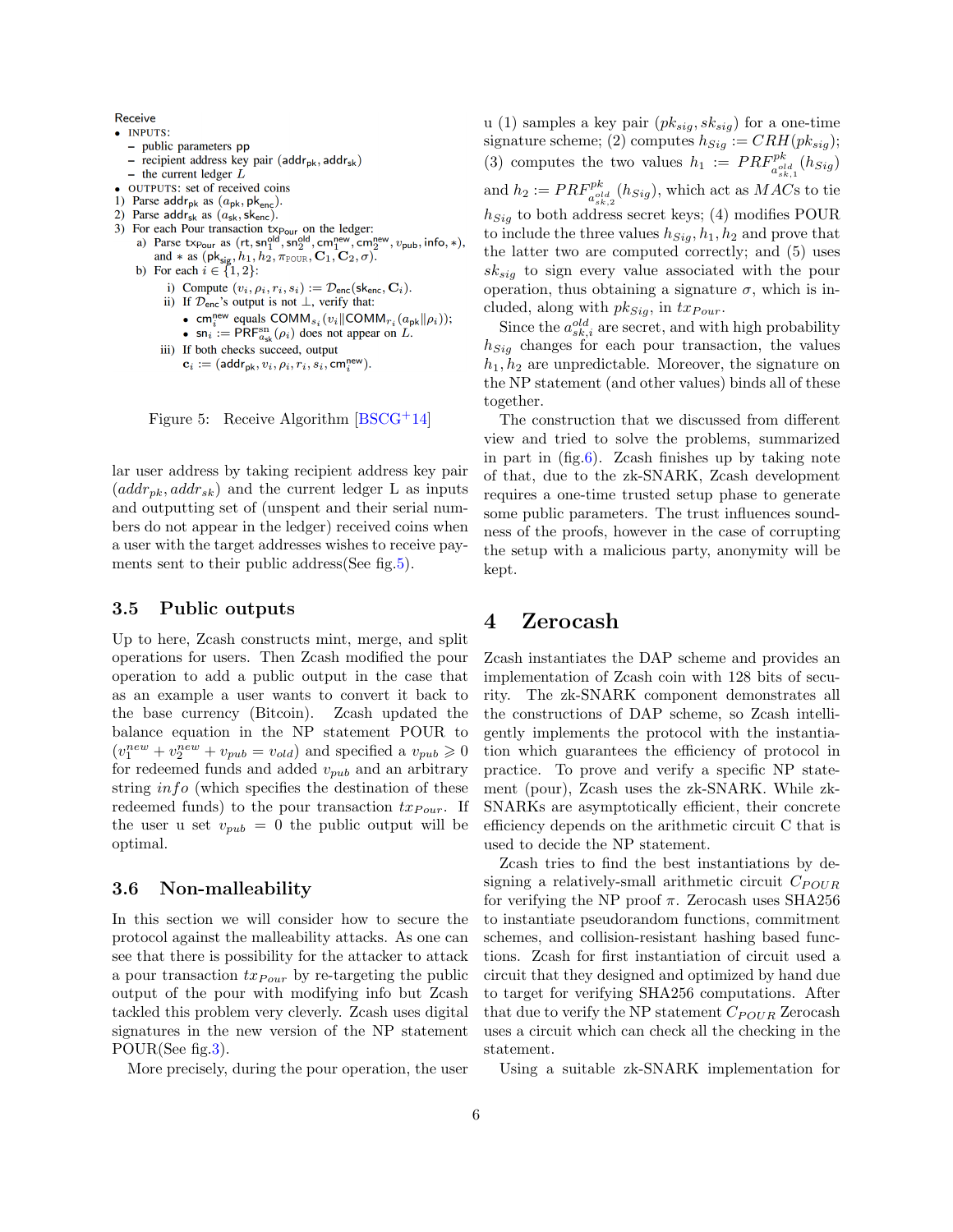**Receive**

- INPUTS:
  - public parameters pp
  - recipient address key pair $(\mathsf{addr_{pk}}, \mathsf{addr_{sk}})$
  - the current ledger $L$
- OUTPUTS: set of received coins

1) Parse $\mathsf{addr_{pk}}$ as $(a_{\mathsf{pk}}, \mathsf{pk_{enc}})$.
2) Parse $\mathsf{addr_{sk}}$ as $(a_{\mathsf{sk}}, \mathsf{sk_{enc}})$.
3) For each Pour transaction $\mathsf{tx_{Pour}}$ on the ledger:
   a) Parse $\mathsf{tx_{Pour}}$ as $(\mathsf{rt}, \mathsf{sn}_1^{\mathsf{old}}, \mathsf{sn}_2^{\mathsf{old}}, \mathsf{cm}_1^{\mathsf{new}}, \mathsf{cm}_2^{\mathsf{new}}, v_{\mathsf{pub}}, \mathsf{info}, *)$, and $*$ as $(\mathsf{pk_{sig}}, h_1, h_2, \pi_{\text{POUR}}, \mathbf{C}_1, \mathbf{C}_2, \sigma)$.
   b) For each $i \in \{1, 2\}$:
      i) Compute $(v_i, \rho_i, r_i, s_i) := \mathcal{D}_{\mathsf{enc}}(\mathsf{sk_{enc}}, \mathbf{C}_i)$.
      ii) If $\mathcal{D}_{\mathsf{enc}}$'s output is not $\perp$, verify that:
         - $\mathsf{cm}_i^{\mathsf{new}}$ equals $\mathsf{COMM}_{s_i}(v_i \| \mathsf{COMM}_{r_i}(a_{\mathsf{pk}} \| \rho_i))$;
         - $\mathsf{sn}_i := \mathsf{PRF}^{\mathsf{sn}}_{a_{\mathsf{sk}}}(\rho_i)$ does not appear on $L$.
      iii) If both checks succeed, output $\mathbf{c}_i := (\mathsf{addr_{pk}}, v_i, \rho_i, r_i, s_i, \mathsf{cm}_i^{\mathsf{new}})$.

Figure 5: Receive Algorithm [BSCG+14]

lar user address by taking recipient address key pair $(addr_{pk}, addr_{sk})$ and the current ledger L as inputs and outputting set of (unspent and their serial numbers do not appear in the ledger) received coins when a user with the target addresses wishes to receive payments sent to their public address(See fig.5).

### 3.5 Public outputs

Up to here, Zcash constructs mint, merge, and split operations for users. Then Zcash modified the pour operation to add a public output in the case that as an example a user wants to convert it back to the base currency (Bitcoin). Zcash updated the balance equation in the NP statement POUR to $(v_1^{new} + v_2^{new} + v_{pub} = v_{old})$ and specified a $v_{pub} \geqslant 0$ for redeemed funds and added $v_{pub}$ and an arbitrary string $info$ (which specifies the destination of these redeemed funds) to the pour transaction $tx_{Pour}$. If the user u set $v_{pub} = 0$ the public output will be optimal.

### 3.6 Non-malleability

In this section we will consider how to secure the protocol against the malleability attacks. As one can see that there is possibility for the attacker to attack a pour transaction $tx_{Pour}$ by re-targeting the public output of the pour with modifying info but Zcash tackled this problem very cleverly. Zcash uses digital signatures in the new version of the NP statement POUR(See fig.3).

More precisely, during the pour operation, the user u (1) samples a key pair $(pk_{sig}, sk_{sig})$ for a one-time signature scheme; (2) computes $h_{Sig} := CRH(pk_{sig})$; (3) computes the two values $h_1 := PRF^{pk}_{a^{old}_{sk,1}}(h_{Sig})$ and $h_2 := PRF^{pk}_{a^{old}_{sk,2}}(h_{Sig})$, which act as $MAC$s to tie $h_{Sig}$ to both address secret keys; (4) modifies POUR to include the three values $h_{Sig}, h_1, h_2$ and prove that the latter two are computed correctly; and (5) uses $sk_{sig}$ to sign every value associated with the pour operation, thus obtaining a signature $\sigma$, which is included, along with $pk_{Sig}$, in $tx_{Pour}$.

Since the $a^{old}_{sk,i}$ are secret, and with high probability $h_{Sig}$ changes for each pour transaction, the values $h_1, h_2$ are unpredictable. Moreover, the signature on the NP statement (and other values) binds all of these together.

The construction that we discussed from different view and tried to solve the problems, summarized in part in (fig.6). Zcash finishes up by taking note of that, due to the zk-SNARK, Zcash development requires a one-time trusted setup phase to generate some public parameters. The trust influences soundness of the proofs, however in the case of corrupting the setup with a malicious party, anonymity will be kept.

## 4 Zerocash

Zcash instantiates the DAP scheme and provides an implementation of Zcash coin with 128 bits of security. The zk-SNARK component demonstrates all the constructions of DAP scheme, so Zcash intelligently implements the protocol with the instantiation which guarantees the efficiency of protocol in practice. To prove and verify a specific NP statement (pour), Zcash uses the zk-SNARK. While zk-SNARKs are asymptotically efficient, their concrete efficiency depends on the arithmetic circuit C that is used to decide the NP statement.

Zcash tries to find the best instantiations by designing a relatively-small arithmetic circuit $C_{POUR}$ for verifying the NP proof $\pi$. Zerocash uses SHA256 to instantiate pseudorandom functions, commitment schemes, and collision-resistant hashing based functions. Zcash for first instantiation of circuit used a circuit that they designed and optimized by hand due to target for verifying SHA256 computations. After that due to verify the NP statement $C_{POUR}$ Zerocash uses a circuit which can check all the checking in the statement.

Using a suitable zk-SNARK implementation for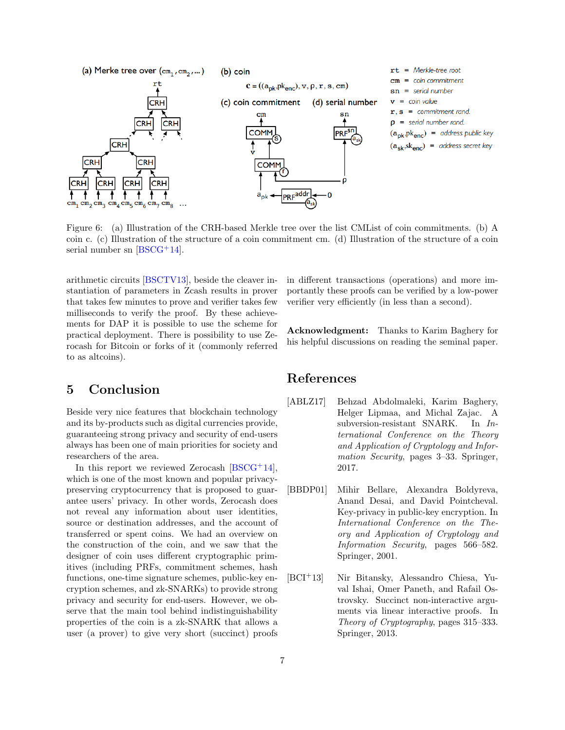Figure 6: (a) Illustration of the CRH-based Merkle tree over the list CMList of coin commitments. (b) A coin c. (c) Illustration of the structure of a coin commitment cm. (d) Illustration of the structure of a coin serial number sn [BSCG+14].

arithmetic circuits [BSCTV13], beside the cleaver instantiation of parameters in Zcash results in prover that takes few minutes to prove and verifier takes few milliseconds to verify the proof. By these achievements for DAP it is possible to use the scheme for practical deployment. There is possibility to use Zerocash for Bitcoin or forks of it (commonly referred to as altcoins).

## 5 Conclusion

Beside very nice features that blockchain technology and its by-products such as digital currencies provide, guaranteeing strong privacy and security of end-users always has been one of main priorities for society and researchers of the area.

In this report we reviewed Zerocash [BSCG+14], which is one of the most known and popular privacy-preserving cryptocurrency that is proposed to guarantee users' privacy. In other words, Zerocash does not reveal any information about user identities, source or destination addresses, and the account of transferred or spent coins. We had an overview on the construction of the coin, and we saw that the designer of coin uses different cryptographic primitives (including PRFs, commitment schemes, hash functions, one-time signature schemes, public-key encryption schemes, and zk-SNARKs) to provide strong privacy and security for end-users. However, we observe that the main tool behind indistinguishability properties of the coin is a zk-SNARK that allows a user (a prover) to give very short (succinct) proofs in different transactions (operations) and more importantly these proofs can be verified by a low-power verifier very efficiently (in less than a second).

**Acknowledgment:** Thanks to Karim Baghery for his helpful discussions on reading the seminal paper.

## References

[ABLZ17] Behzad Abdolmaleki, Karim Baghery, Helger Lipmaa, and Michal Zajac. A subversion-resistant SNARK. In *International Conference on the Theory and Application of Cryptology and Information Security*, pages 3–33. Springer, 2017.

[BBDP01] Mihir Bellare, Alexandra Boldyreva, Anand Desai, and David Pointcheval. Key-privacy in public-key encryption. In *International Conference on the Theory and Application of Cryptology and Information Security*, pages 566–582. Springer, 2001.

[BCI+13] Nir Bitansky, Alessandro Chiesa, Yuval Ishai, Omer Paneth, and Rafail Ostrovsky. Succinct non-interactive arguments via linear interactive proofs. In *Theory of Cryptography*, pages 315–333. Springer, 2013.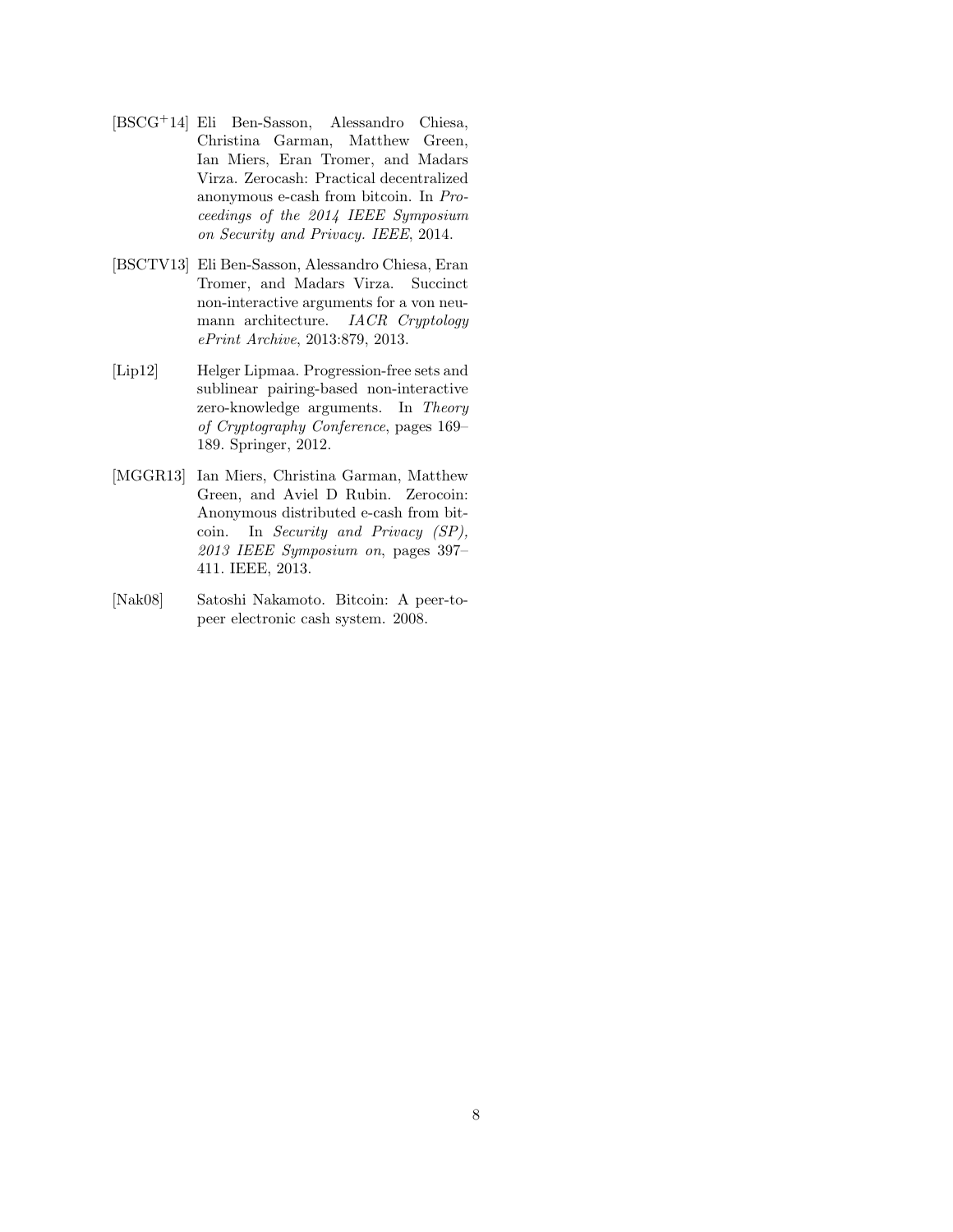[BSCG+14] Eli Ben-Sasson, Alessandro Chiesa, Christina Garman, Matthew Green, Ian Miers, Eran Tromer, and Madars Virza. Zerocash: Practical decentralized anonymous e-cash from bitcoin. In *Proceedings of the 2014 IEEE Symposium on Security and Privacy. IEEE*, 2014.

[BSCTV13] Eli Ben-Sasson, Alessandro Chiesa, Eran Tromer, and Madars Virza. Succinct non-interactive arguments for a von neumann architecture. *IACR Cryptology ePrint Archive*, 2013:879, 2013.

[Lip12] Helger Lipmaa. Progression-free sets and sublinear pairing-based non-interactive zero-knowledge arguments. In *Theory of Cryptography Conference*, pages 169–189. Springer, 2012.

[MGGR13] Ian Miers, Christina Garman, Matthew Green, and Aviel D Rubin. Zerocoin: Anonymous distributed e-cash from bitcoin. In *Security and Privacy (SP), 2013 IEEE Symposium on*, pages 397–411. IEEE, 2013.

[Nak08] Satoshi Nakamoto. Bitcoin: A peer-to-peer electronic cash system. 2008.